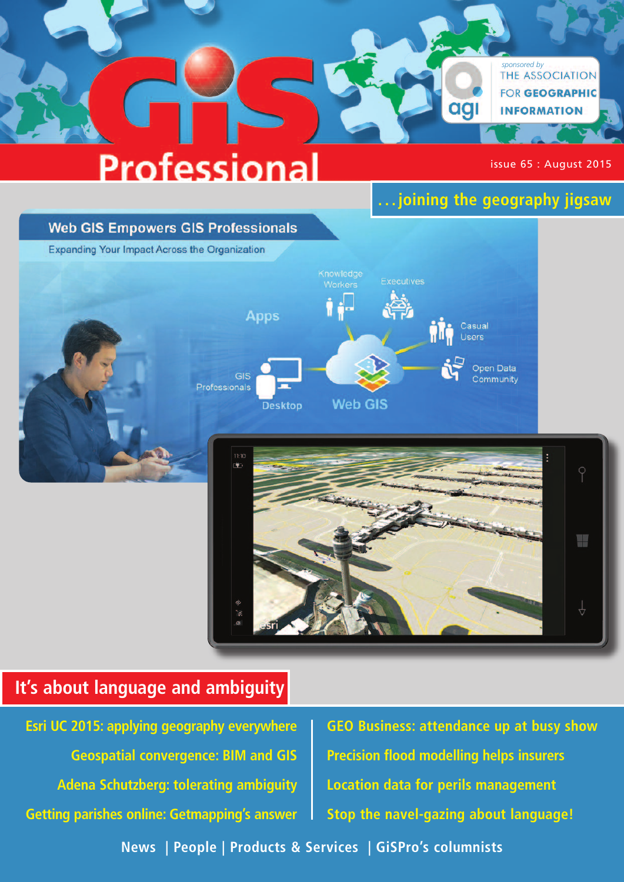# GiS Professional

sponsored by THE ASSOCIATION FOR GEOGRAPHIC INFORMATION (agi)

issue 65 : August 2015

...joining the geography jigsaw

## It's about language and ambiguity

- Esri UC 2015: applying geography everywhere
- Geospatial convergence: BIM and GIS
- Adena Schutzberg: tolerating ambiguity
- Getting parishes online: Getmapping's answer
- GEO Business: attendance up at busy show
- Precision flood modelling helps insurers
- Location data for perils management
- Stop the navel-gazing about language!

News | People | Products & Services | GiSPro's columnists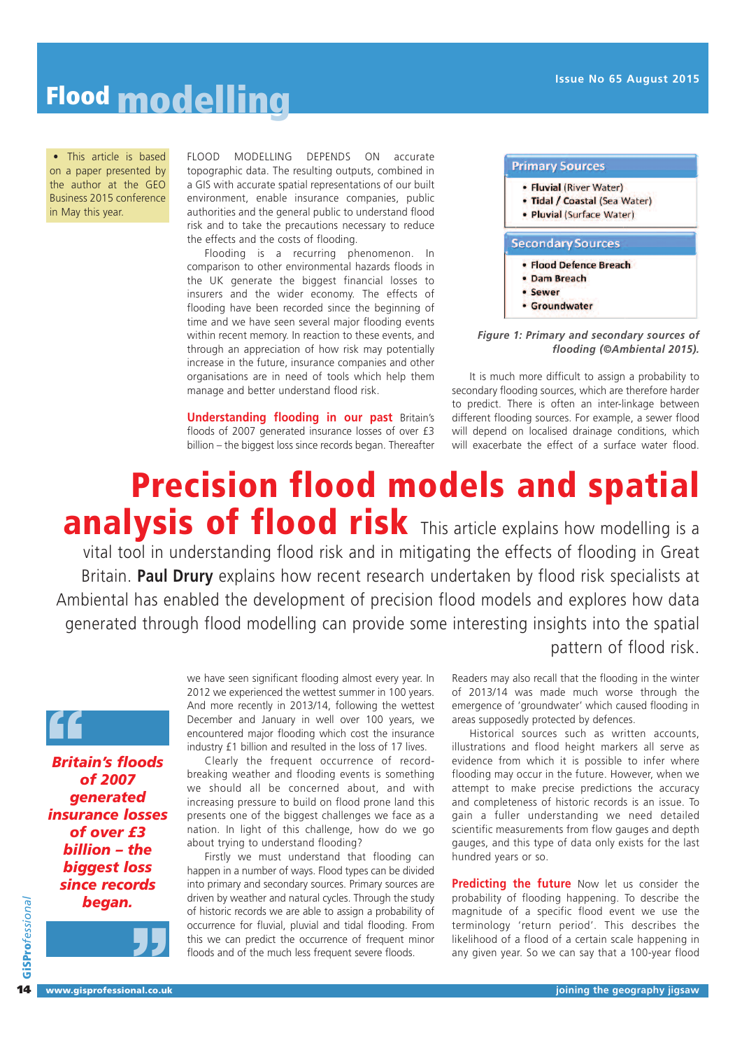# Flood modelling

• This article is based on a paper presented by the author at the GEO Business 2015 conference in May this year.

# Precision flood models and spatial analysis of flood risk

This article explains how modelling is a vital tool in understanding flood risk and in mitigating the effects of flooding in Great Britain. **Paul Drury** explains how recent research undertaken by flood risk specialists at Ambiental has enabled the development of precision flood models and explores how data generated through flood modelling can provide some interesting insights into the spatial pattern of flood risk.

FLOOD MODELLING DEPENDS ON accurate topographic data. The resulting outputs, combined in a GIS with accurate spatial representations of our built environment, enable insurance companies, public authorities and the general public to understand flood risk and to take the precautions necessary to reduce the effects and the costs of flooding.

Flooding is a recurring phenomenon. In comparison to other environmental hazards floods in the UK generate the biggest financial losses to insurers and the wider economy. The effects of flooding have been recorded since the beginning of time and we have seen several major flooding events within recent memory. In reaction to these events, and through an appreciation of how risk may potentially increase in the future, insurance companies and other organisations are in need of tools which help them manage and better understand flood risk.

**Understanding flooding in our past** Britain's floods of 2007 generated insurance losses of over £3 billion – the biggest loss since records began. Thereafter we have seen significant flooding almost every year. In 2012 we experienced the wettest summer in 100 years. And more recently in 2013/14, following the wettest December and January in well over 100 years, we encountered major flooding which cost the insurance industry £1 billion and resulted in the loss of 17 lives.

> ***Britain's floods of 2007 generated insurance losses of over £3 billion – the biggest loss since records began.***

Clearly the frequent occurrence of record-breaking weather and flooding events is something we should all be concerned about, and with increasing pressure to build on flood prone land this presents one of the biggest challenges we face as a nation. In light of this challenge, how do we go about trying to understand flooding?

Firstly we must understand that flooding can happen in a number of ways. Flood types can be divided into primary and secondary sources. Primary sources are driven by weather and natural cycles. Through the study of historic records we are able to assign a probability of occurrence for fluvial, pluvial and tidal flooding. From this we can predict the occurrence of frequent minor floods and of the much less frequent severe floods.

**Primary Sources**
- **Fluvial** (River Water)
- **Tidal / Coastal** (Sea Water)
- **Pluvial** (Surface Water)

**Secondary Sources**
- **Flood Defence Breach**
- **Dam Breach**
- **Sewer**
- **Groundwater**

*Figure 1: Primary and secondary sources of flooding (©Ambiental 2015).*

It is much more difficult to assign a probability to secondary flooding sources, which are therefore harder to predict. There is often an inter-linkage between different flooding sources. For example, a sewer flood will depend on localised drainage conditions, which will exacerbate the effect of a surface water flood. Readers may also recall that the flooding in the winter of 2013/14 was made much worse through the emergence of 'groundwater' which caused flooding in areas supposedly protected by defences.

Historical sources such as written accounts, illustrations and flood height markers all serve as evidence from which it is possible to infer where flooding may occur in the future. However, when we attempt to make precise predictions the accuracy and completeness of historic records is an issue. To gain a fuller understanding we need detailed scientific measurements from flow gauges and depth gauges, and this type of data only exists for the last hundred years or so.

**Predicting the future** Now let us consider the probability of flooding happening. To describe the magnitude of a specific flood event we use the terminology 'return period'. This describes the likelihood of a flood of a certain scale happening in any given year. So we can say that a 100-year flood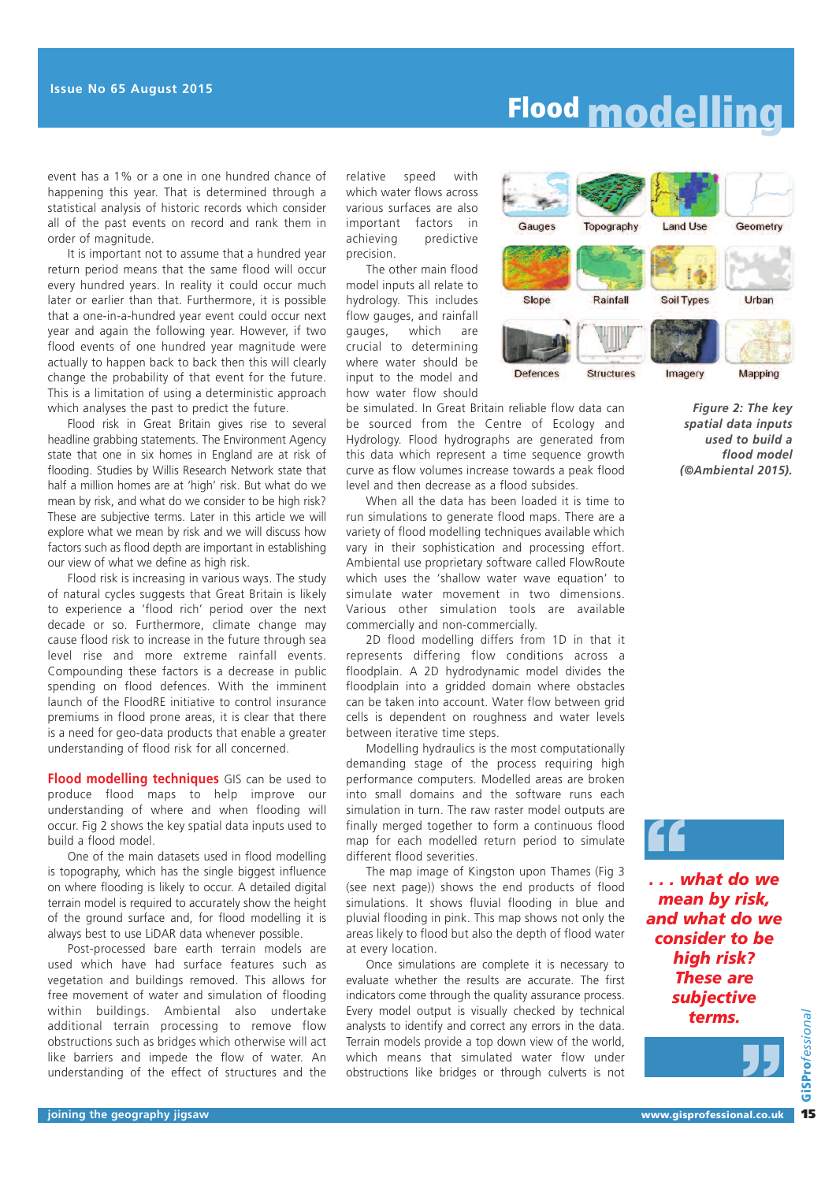event has a 1% or a one in one hundred chance of happening this year. That is determined through a statistical analysis of historic records which consider all of the past events on record and rank them in order of magnitude.

It is important not to assume that a hundred year return period means that the same flood will occur every hundred years. In reality it could occur much later or earlier than that. Furthermore, it is possible that a one-in-a-hundred year event could occur next year and again the following year. However, if two flood events of one hundred year magnitude were actually to happen back to back then this will clearly change the probability of that event for the future. This is a limitation of using a deterministic approach which analyses the past to predict the future.

Flood risk in Great Britain gives rise to several headline grabbing statements. The Environment Agency state that one in six homes in England are at risk of flooding. Studies by Willis Research Network state that half a million homes are at 'high' risk. But what do we mean by risk, and what do we consider to be high risk? These are subjective terms. Later in this article we will explore what we mean by risk and we will discuss how factors such as flood depth are important in establishing our view of what we define as high risk.

Flood risk is increasing in various ways. The study of natural cycles suggests that Great Britain is likely to experience a 'flood rich' period over the next decade or so. Furthermore, climate change may cause flood risk to increase in the future through sea level rise and more extreme rainfall events. Compounding these factors is a decrease in public spending on flood defences. With the imminent launch of the FloodRE initiative to control insurance premiums in flood prone areas, it is clear that there is a need for geo-data products that enable a greater understanding of flood risk for all concerned.

**Flood modelling techniques** GIS can be used to produce flood maps to help improve our understanding of where and when flooding will occur. Fig 2 shows the key spatial data inputs used to build a flood model.

One of the main datasets used in flood modelling is topography, which has the single biggest influence on where flooding is likely to occur. A detailed digital terrain model is required to accurately show the height of the ground surface and, for flood modelling it is always best to use LiDAR data whenever possible.

Post-processed bare earth terrain models are used which have had surface features such as vegetation and buildings removed. This allows for free movement of water and simulation of flooding within buildings. Ambiental also undertake additional terrain processing to remove flow obstructions such as bridges which otherwise will act like barriers and impede the flow of water. An understanding of the effect of structures and the relative speed with which water flows across various surfaces are also important factors in achieving predictive precision.

The other main flood model inputs all relate to hydrology. This includes flow gauges, and rainfall gauges, which are crucial to determining where water should be input to the model and how water flow should be simulated. In Great Britain reliable flow data can be sourced from the Centre of Ecology and Hydrology. Flood hydrographs are generated from this data which represent a time sequence growth curve as flow volumes increase towards a peak flood level and then decrease as a flood subsides.

When all the data has been loaded it is time to run simulations to generate flood maps. There are a variety of flood modelling techniques available which vary in their sophistication and processing effort. Ambiental use proprietary software called FlowRoute which uses the 'shallow water wave equation' to simulate water movement in two dimensions. Various other simulation tools are available commercially and non-commercially.

2D flood modelling differs from 1D in that it represents differing flow conditions across a floodplain. A 2D hydrodynamic model divides the floodplain into a gridded domain where obstacles can be taken into account. Water flow between grid cells is dependent on roughness and water levels between iterative time steps.

Modelling hydraulics is the most computationally demanding stage of the process requiring high performance computers. Modelled areas are broken into small domains and the software runs each simulation in turn. The raw raster model outputs are finally merged together to form a continuous flood map for each modelled return period to simulate different flood severities.

The map image of Kingston upon Thames (Fig 3 (see next page)) shows the end products of flood simulations. It shows fluvial flooding in blue and pluvial flooding in pink. This map shows not only the areas likely to flood but also the depth of flood water at every location.

Once simulations are complete it is necessary to evaluate whether the results are accurate. The first indicators come through the quality assurance process. Every model output is visually checked by technical analysts to identify and correct any errors in the data. Terrain models provide a top down view of the world, which means that simulated water flow under obstructions like bridges or through culverts is not

Gauges, Topography, Land Use, Geometry, Slope, Rainfall, Soil Types, Urban, Defences, Structures, Imagery, Mapping

*Figure 2: The key spatial data inputs used to build a flood model (©Ambiental 2015).*

> ***. . . what do we mean by risk, and what do we consider to be high risk? These are subjective terms.***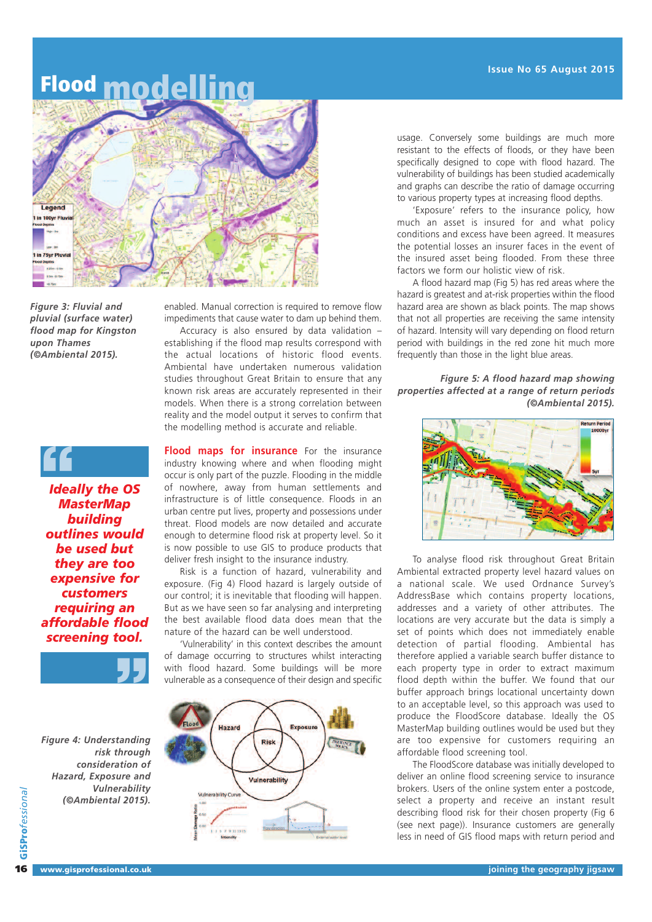# Flood modelling

*Figure 3: Fluvial and pluvial (surface water) flood map for Kingston upon Thames (©Ambiental 2015).*

enabled. Manual correction is required to remove flow impediments that cause water to dam up behind them.

Accuracy is also ensured by data validation – establishing if the flood map results correspond with the actual locations of historic flood events. Ambiental have undertaken numerous validation studies throughout Great Britain to ensure that any known risk areas are accurately represented in their models. When there is a strong correlation between reality and the model output it serves to confirm that the modelling method is accurate and reliable.

> **Ideally the OS MasterMap building outlines would be used but they are too expensive for customers requiring an affordable flood screening tool.**

**Flood maps for insurance** For the insurance industry knowing where and when flooding might occur is only part of the puzzle. Flooding in the middle of nowhere, away from human settlements and infrastructure is of little consequence. Floods in an urban centre put lives, property and possessions under threat. Flood models are now detailed and accurate enough to determine flood risk at property level. So it is now possible to use GIS to produce products that deliver fresh insight to the insurance industry.

Risk is a function of hazard, vulnerability and exposure. (Fig 4) Flood hazard is largely outside of our control; it is inevitable that flooding will happen. But as we have seen so far analysing and interpreting the best available flood data does mean that the nature of the hazard can be well understood.

'Vulnerability' in this context describes the amount of damage occurring to structures whilst interacting with flood hazard. Some buildings will be more vulnerable as a consequence of their design and specific usage. Conversely some buildings are much more resistant to the effects of floods, or they have been specifically designed to cope with flood hazard. The vulnerability of buildings has been studied academically and graphs can describe the ratio of damage occurring to various property types at increasing flood depths.

*Figure 4: Understanding risk through consideration of Hazard, Exposure and Vulnerability (©Ambiental 2015).*

'Exposure' refers to the insurance policy, how much an asset is insured for and what policy conditions and excess have been agreed. It measures the potential losses an insurer faces in the event of the insured asset being flooded. From these three factors we form our holistic view of risk.

A flood hazard map (Fig 5) has red areas where the hazard is greatest and at-risk properties within the flood hazard area are shown as black points. The map shows that not all properties are receiving the same intensity of hazard. Intensity will vary depending on flood return period with buildings in the red zone hit much more frequently than those in the light blue areas.

*Figure 5: A flood hazard map showing properties affected at a range of return periods (©Ambiental 2015).*

To analyse flood risk throughout Great Britain Ambiental extracted property level hazard values on a national scale. We used Ordnance Survey's AddressBase which contains property locations, addresses and a variety of other attributes. The locations are very accurate but the data is simply a set of points which does not immediately enable detection of partial flooding. Ambiental has therefore applied a variable search buffer distance to each property type in order to extract maximum flood depth within the buffer. We found that our buffer approach brings locational uncertainty down to an acceptable level, so this approach was used to produce the FloodScore database. Ideally the OS MasterMap building outlines would be used but they are too expensive for customers requiring an affordable flood screening tool.

The FloodScore database was initially developed to deliver an online flood screening service to insurance brokers. Users of the online system enter a postcode, select a property and receive an instant result describing flood risk for their chosen property (Fig 6 (see next page)). Insurance customers are generally less in need of GIS flood maps with return period and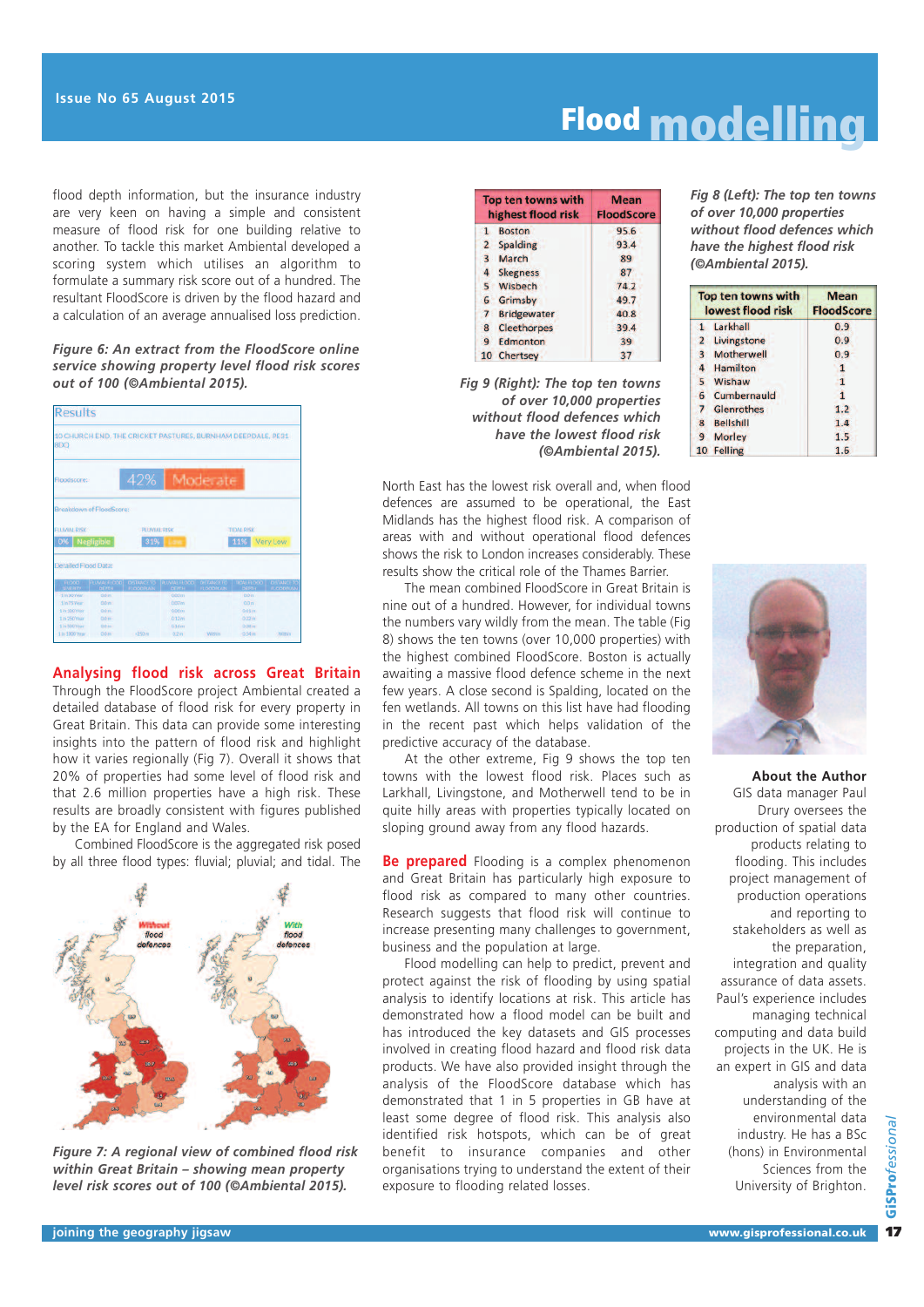flood depth information, but the insurance industry are very keen on having a simple and consistent measure of flood risk for one building relative to another. To tackle this market Ambiental developed a scoring system which utilises an algorithm to formulate a summary risk score out of a hundred. The resultant FloodScore is driven by the flood hazard and a calculation of an average annualised loss prediction.

*Figure 6: An extract from the FloodScore online service showing property level flood risk scores out of 100 (©Ambiental 2015).*

## Analysing flood risk across Great Britain

Through the FloodScore project Ambiental created a detailed database of flood risk for every property in Great Britain. This data can provide some interesting insights into the pattern of flood risk and highlight how it varies regionally (Fig 7). Overall it shows that 20% of properties had some level of flood risk and that 2.6 million properties have a high risk. These results are broadly consistent with figures published by the EA for England and Wales.

Combined FloodScore is the aggregated risk posed by all three flood types: fluvial; pluvial; and tidal. The North East has the lowest risk overall and, when flood defences are assumed to be operational, the East Midlands has the highest flood risk. A comparison of areas with and without operational flood defences shows the risk to London increases considerably. These results show the critical role of the Thames Barrier.

*Figure 7: A regional view of combined flood risk within Great Britain – showing mean property level risk scores out of 100 (©Ambiental 2015).*

| Top ten towns with highest flood risk | | Mean FloodScore |
|---|---|---|
| 1 | Boston | 95.6 |
| 2 | Spalding | 93.4 |
| 3 | March | 89 |
| 4 | Skegness | 87 |
| 5 | Wisbech | 74.2 |
| 6 | Grimsby | 49.7 |
| 7 | Bridgewater | 40.8 |
| 8 | Cleethorpes | 39.4 |
| 9 | Edmonton | 39 |
| 10 | Chertsey | 37 |

*Fig 8 (Left): The top ten towns of over 10,000 properties without flood defences which have the highest flood risk (©Ambiental 2015).*

| Top ten towns with lowest flood risk | | Mean FloodScore |
|---|---|---|
| 1 | Larkhall | 0.9 |
| 2 | Livingstone | 0.9 |
| 3 | Motherwell | 0.9 |
| 4 | Hamilton | 1 |
| 5 | Wishaw | 1 |
| 6 | Cumbernauld | 1 |
| 7 | Glenrothes | 1.2 |
| 8 | Bellshill | 1.4 |
| 9 | Morley | 1.5 |
| 10 | Felling | 1.6 |

*Fig 9 (Right): The top ten towns of over 10,000 properties without flood defences which have the lowest flood risk (©Ambiental 2015).*

The mean combined FloodScore in Great Britain is nine out of a hundred. However, for individual towns the numbers vary wildly from the mean. The table (Fig 8) shows the ten towns (over 10,000 properties) with the highest combined FloodScore. Boston is actually awaiting a massive flood defence scheme in the next few years. A close second is Spalding, located on the fen wetlands. All towns on this list have had flooding in the recent past which helps validation of the predictive accuracy of the database.

At the other extreme, Fig 9 shows the top ten towns with the lowest flood risk. Places such as Larkhall, Livingstone, and Motherwell tend to be in quite hilly areas with properties typically located on sloping ground away from any flood hazards.

## Be prepared

Flooding is a complex phenomenon and Great Britain has particularly high exposure to flood risk as compared to many other countries. Research suggests that flood risk will continue to increase presenting many challenges to government, business and the population at large.

Flood modelling can help to predict, prevent and protect against the risk of flooding by using spatial analysis to identify locations at risk. This article has demonstrated how a flood model can be built and has introduced the key datasets and GIS processes involved in creating flood hazard and flood risk data products. We have also provided insight through the analysis of the FloodScore database which has demonstrated that 1 in 5 properties in GB have at least some degree of flood risk. This analysis also identified risk hotspots, which can be of great benefit to insurance companies and other organisations trying to understand the extent of their exposure to flooding related losses.

**About the Author**

GIS data manager Paul Drury oversees the production of spatial data products relating to flooding. This includes project management of production operations and reporting to stakeholders as well as the preparation, integration and quality assurance of data assets. Paul's experience includes managing technical computing and data build projects in the UK. He is an expert in GIS and data analysis with an understanding of the environmental data industry. He has a BSc (hons) in Environmental Sciences from the University of Brighton.